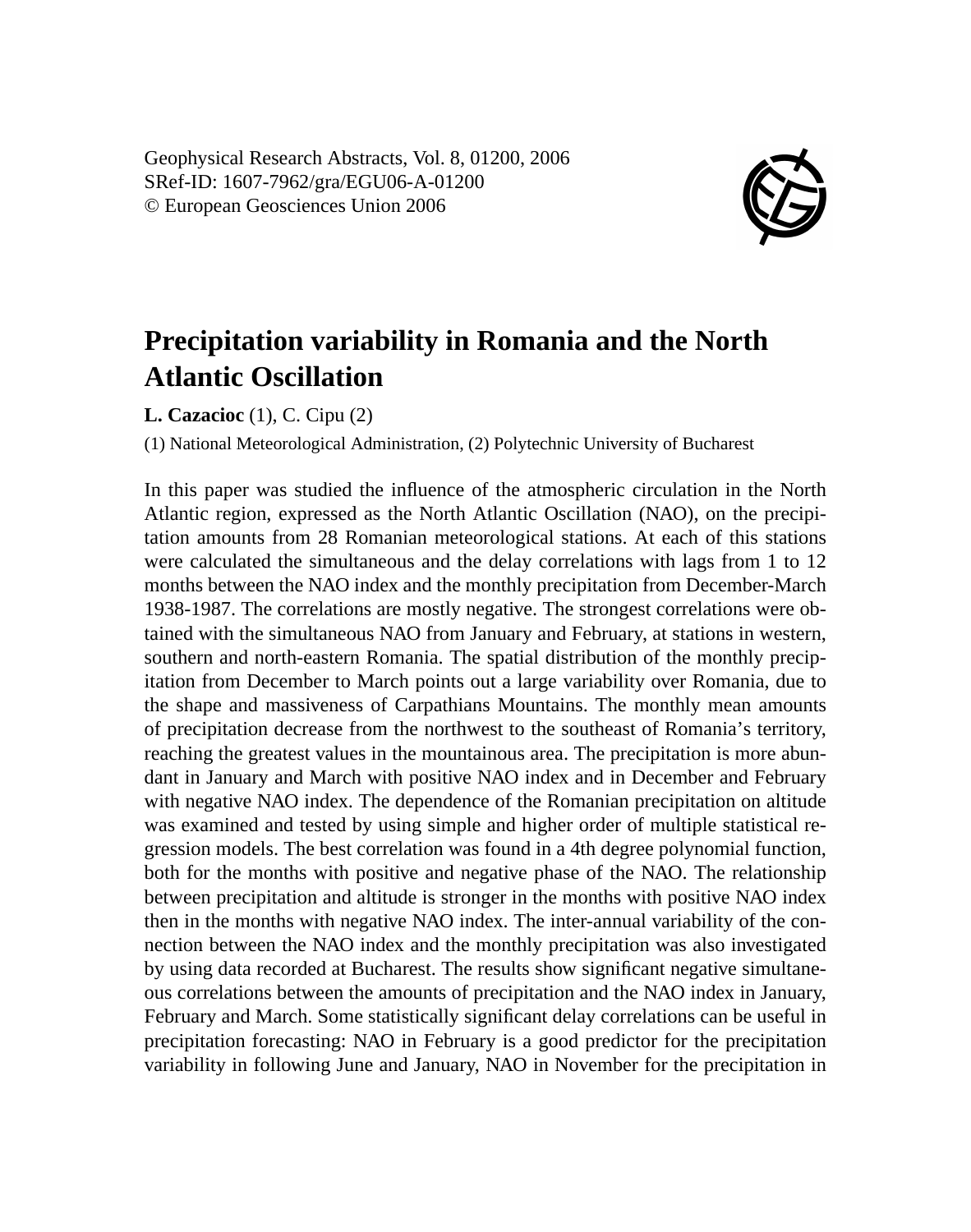Geophysical Research Abstracts, Vol. 8, 01200, 2006
SRef-ID: 1607-7962/gra/EGU06-A-01200
© European Geosciences Union 2006

# Precipitation variability in Romania and the North Atlantic Oscillation

**L. Cazacioc** (1), C. Cipu (2)

(1) National Meteorological Administration, (2) Polytechnic University of Bucharest

In this paper was studied the influence of the atmospheric circulation in the North Atlantic region, expressed as the North Atlantic Oscillation (NAO), on the precipitation amounts from 28 Romanian meteorological stations. At each of this stations were calculated the simultaneous and the delay correlations with lags from 1 to 12 months between the NAO index and the monthly precipitation from December-March 1938-1987. The correlations are mostly negative. The strongest correlations were obtained with the simultaneous NAO from January and February, at stations in western, southern and north-eastern Romania. The spatial distribution of the monthly precipitation from December to March points out a large variability over Romania, due to the shape and massiveness of Carpathians Mountains. The monthly mean amounts of precipitation decrease from the northwest to the southeast of Romania's territory, reaching the greatest values in the mountainous area. The precipitation is more abundant in January and March with positive NAO index and in December and February with negative NAO index. The dependence of the Romanian precipitation on altitude was examined and tested by using simple and higher order of multiple statistical regression models. The best correlation was found in a 4th degree polynomial function, both for the months with positive and negative phase of the NAO. The relationship between precipitation and altitude is stronger in the months with positive NAO index then in the months with negative NAO index. The inter-annual variability of the connection between the NAO index and the monthly precipitation was also investigated by using data recorded at Bucharest. The results show significant negative simultaneous correlations between the amounts of precipitation and the NAO index in January, February and March. Some statistically significant delay correlations can be useful in precipitation forecasting: NAO in February is a good predictor for the precipitation variability in following June and January, NAO in November for the precipitation in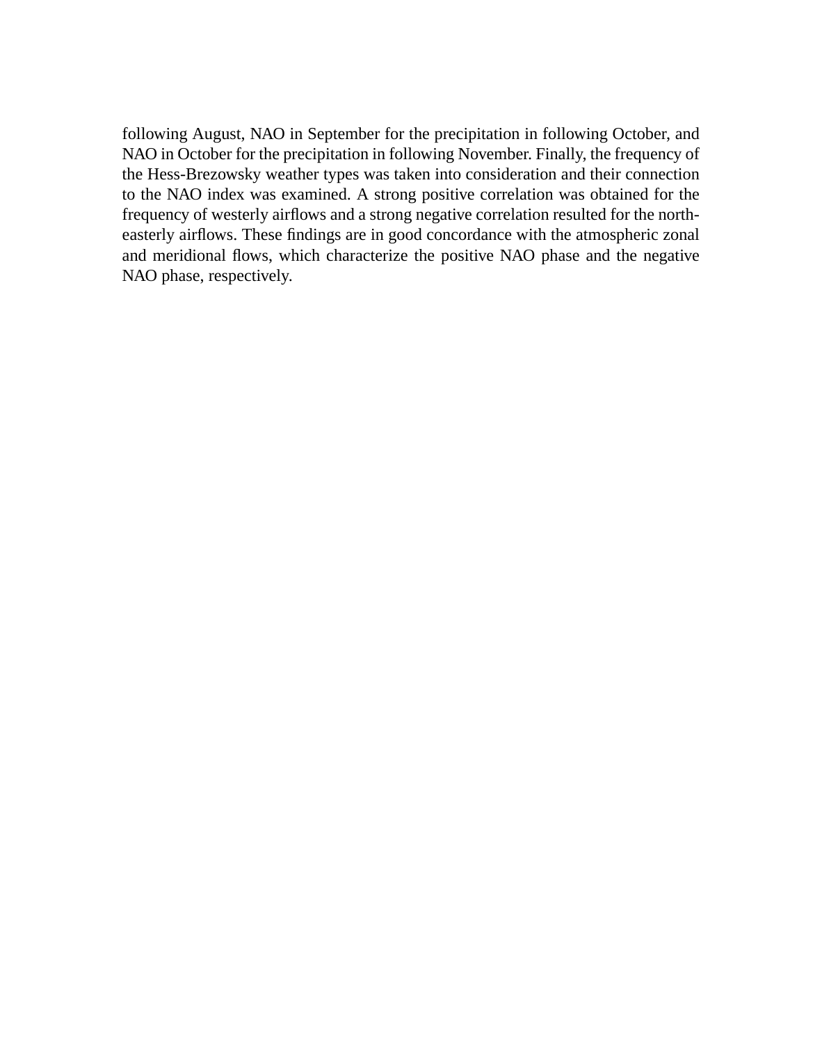following August, NAO in September for the precipitation in following October, and NAO in October for the precipitation in following November. Finally, the frequency of the Hess-Brezowsky weather types was taken into consideration and their connection to the NAO index was examined. A strong positive correlation was obtained for the frequency of westerly airflows and a strong negative correlation resulted for the north-easterly airflows. These findings are in good concordance with the atmospheric zonal and meridional flows, which characterize the positive NAO phase and the negative NAO phase, respectively.